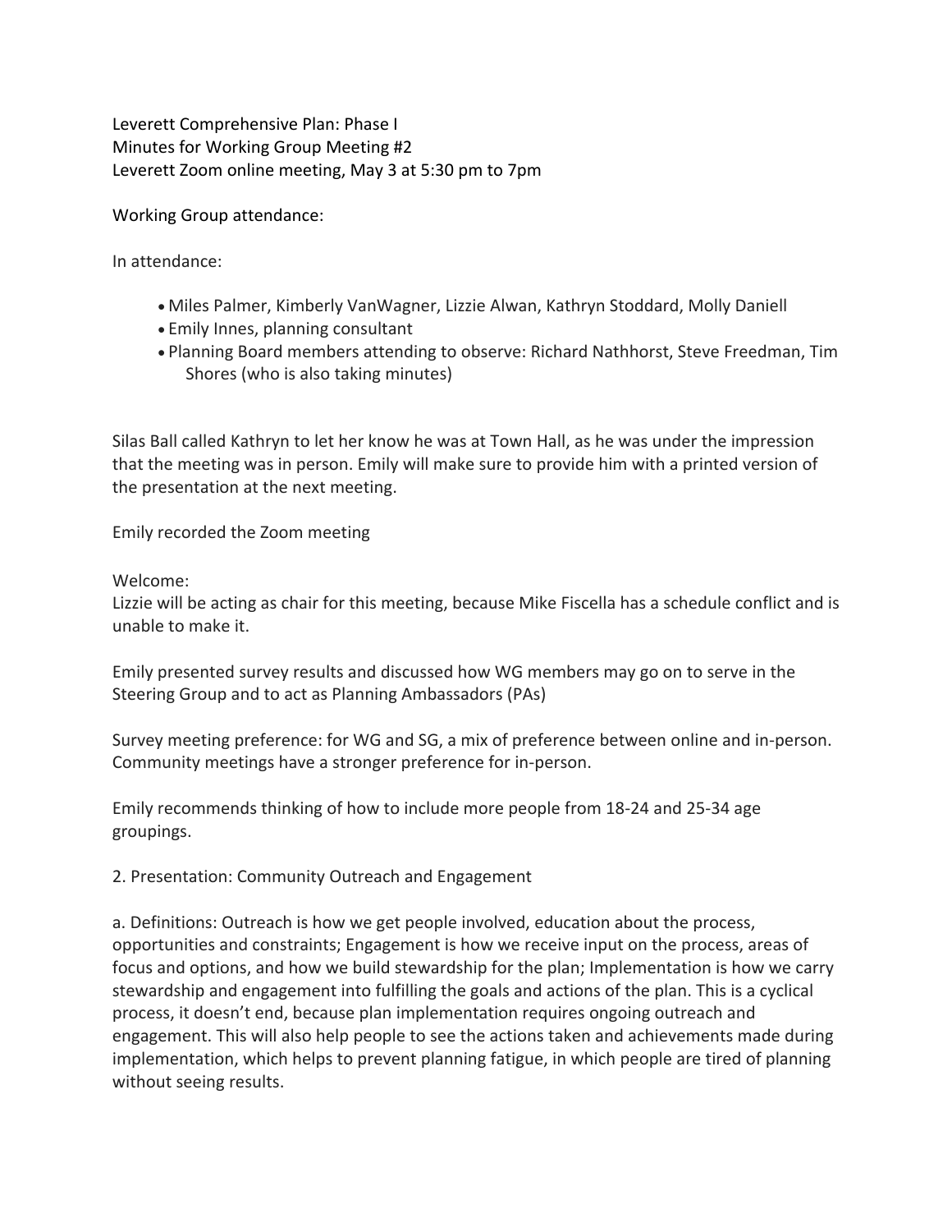Leverett Comprehensive Plan: Phase I
Minutes for Working Group Meeting #2
Leverett Zoom online meeting, May 3 at 5:30 pm to 7pm

Working Group attendance:

In attendance:

- Miles Palmer, Kimberly VanWagner, Lizzie Alwan, Kathryn Stoddard, Molly Daniell
- Emily Innes, planning consultant
- Planning Board members attending to observe: Richard Nathhorst, Steve Freedman, Tim Shores (who is also taking minutes)

Silas Ball called Kathryn to let her know he was at Town Hall, as he was under the impression that the meeting was in person. Emily will make sure to provide him with a printed version of the presentation at the next meeting.

Emily recorded the Zoom meeting

Welcome:
Lizzie will be acting as chair for this meeting, because Mike Fiscella has a schedule conflict and is unable to make it.

Emily presented survey results and discussed how WG members may go on to serve in the Steering Group and to act as Planning Ambassadors (PAs)

Survey meeting preference: for WG and SG, a mix of preference between online and in-person. Community meetings have a stronger preference for in-person.

Emily recommends thinking of how to include more people from 18-24 and 25-34 age groupings.

2. Presentation: Community Outreach and Engagement

a. Definitions: Outreach is how we get people involved, education about the process, opportunities and constraints; Engagement is how we receive input on the process, areas of focus and options, and how we build stewardship for the plan; Implementation is how we carry stewardship and engagement into fulfilling the goals and actions of the plan. This is a cyclical process, it doesn't end, because plan implementation requires ongoing outreach and engagement. This will also help people to see the actions taken and achievements made during implementation, which helps to prevent planning fatigue, in which people are tired of planning without seeing results.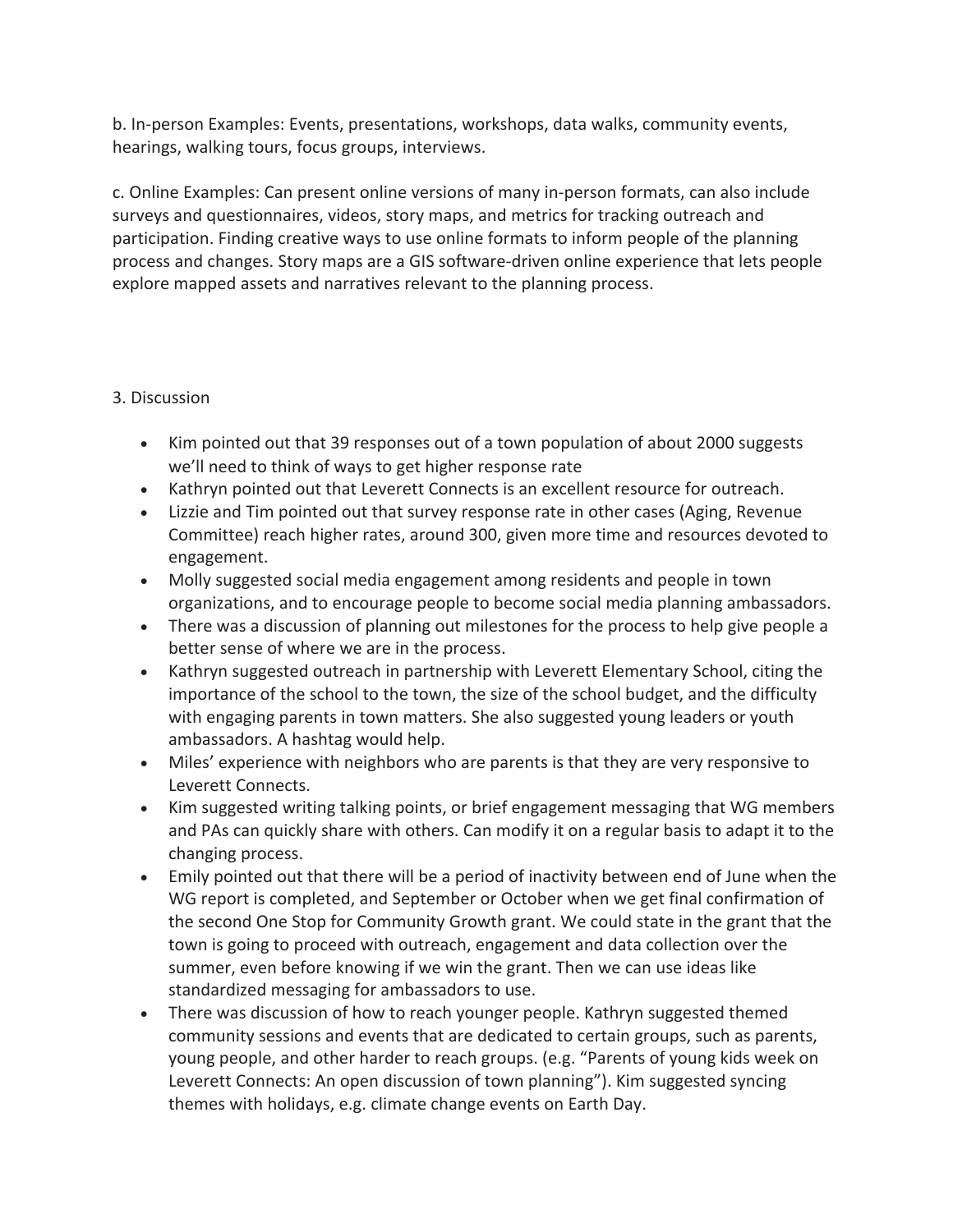b. In-person Examples: Events, presentations, workshops, data walks, community events, hearings, walking tours, focus groups, interviews.

c. Online Examples: Can present online versions of many in-person formats, can also include surveys and questionnaires, videos, story maps, and metrics for tracking outreach and participation. Finding creative ways to use online formats to inform people of the planning process and changes. Story maps are a GIS software-driven online experience that lets people explore mapped assets and narratives relevant to the planning process.

3. Discussion

- Kim pointed out that 39 responses out of a town population of about 2000 suggests we'll need to think of ways to get higher response rate
- Kathryn pointed out that Leverett Connects is an excellent resource for outreach.
- Lizzie and Tim pointed out that survey response rate in other cases (Aging, Revenue Committee) reach higher rates, around 300, given more time and resources devoted to engagement.
- Molly suggested social media engagement among residents and people in town organizations, and to encourage people to become social media planning ambassadors.
- There was a discussion of planning out milestones for the process to help give people a better sense of where we are in the process.
- Kathryn suggested outreach in partnership with Leverett Elementary School, citing the importance of the school to the town, the size of the school budget, and the difficulty with engaging parents in town matters. She also suggested young leaders or youth ambassadors. A hashtag would help.
- Miles' experience with neighbors who are parents is that they are very responsive to Leverett Connects.
- Kim suggested writing talking points, or brief engagement messaging that WG members and PAs can quickly share with others. Can modify it on a regular basis to adapt it to the changing process.
- Emily pointed out that there will be a period of inactivity between end of June when the WG report is completed, and September or October when we get final confirmation of the second One Stop for Community Growth grant. We could state in the grant that the town is going to proceed with outreach, engagement and data collection over the summer, even before knowing if we win the grant. Then we can use ideas like standardized messaging for ambassadors to use.
- There was discussion of how to reach younger people. Kathryn suggested themed community sessions and events that are dedicated to certain groups, such as parents, young people, and other harder to reach groups. (e.g. "Parents of young kids week on Leverett Connects: An open discussion of town planning"). Kim suggested syncing themes with holidays, e.g. climate change events on Earth Day.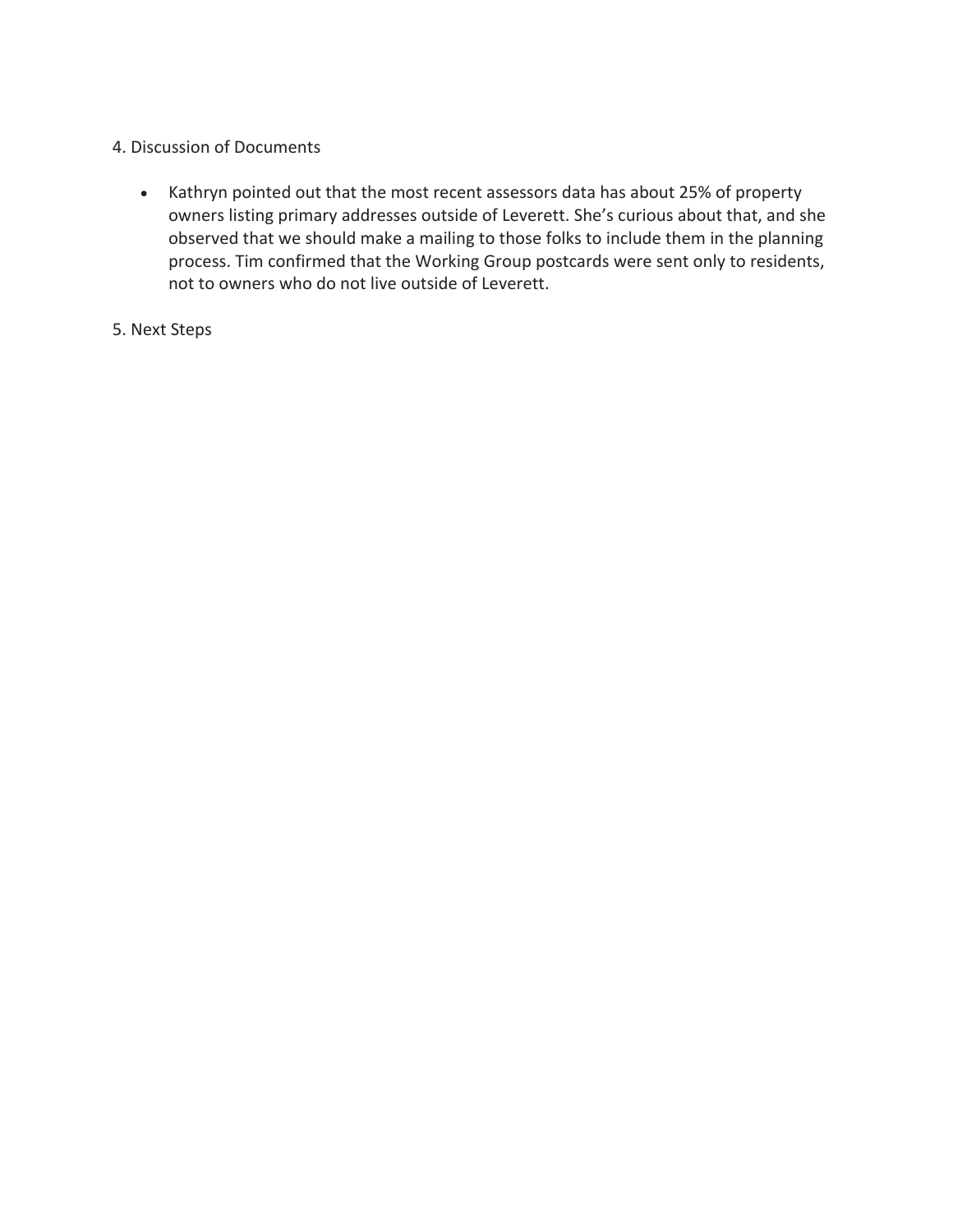4. Discussion of Documents

- Kathryn pointed out that the most recent assessors data has about 25% of property owners listing primary addresses outside of Leverett. She's curious about that, and she observed that we should make a mailing to those folks to include them in the planning process. Tim confirmed that the Working Group postcards were sent only to residents, not to owners who do not live outside of Leverett.

5. Next Steps